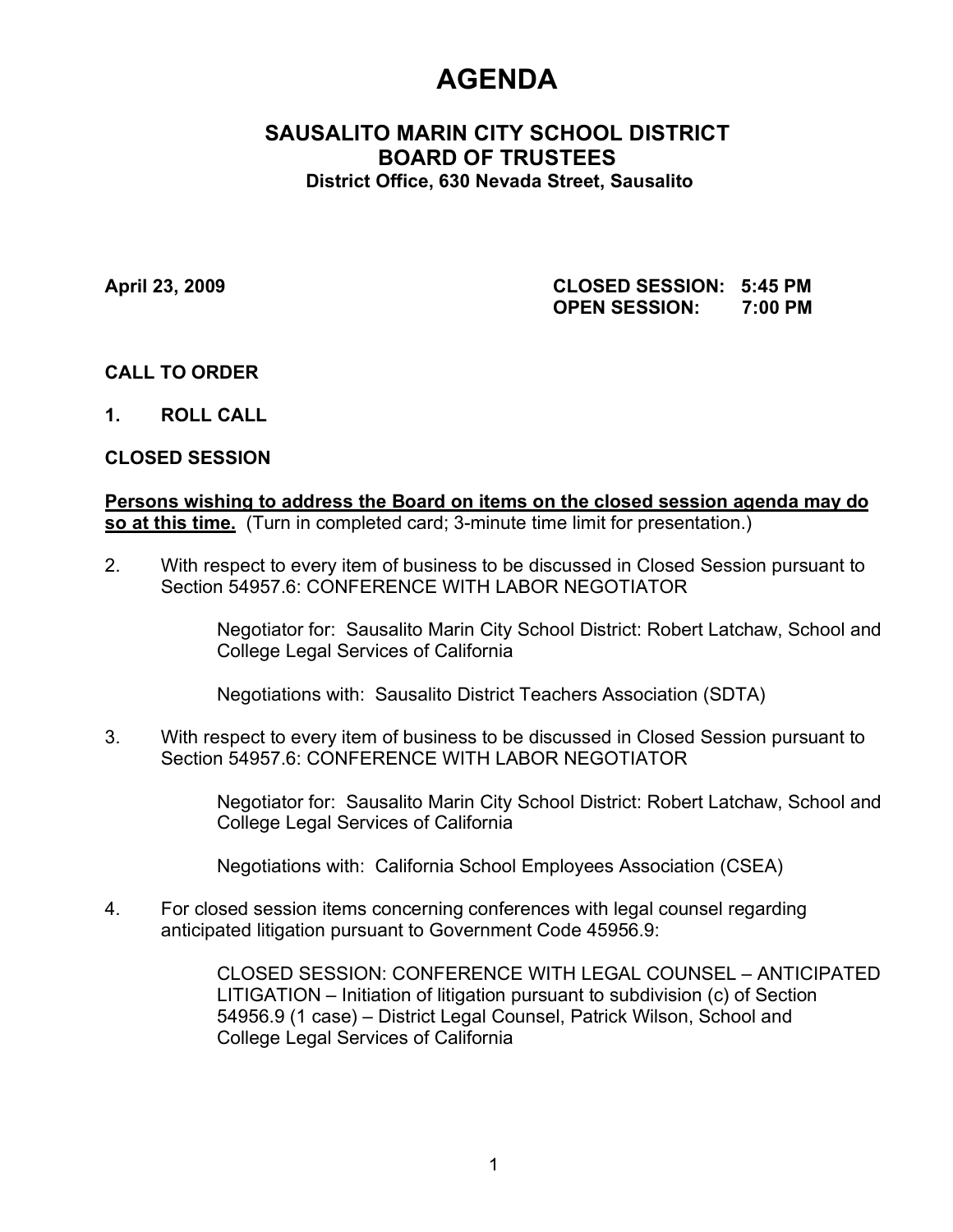# AGENDA

## SAUSALITO MARIN CITY SCHOOL DISTRICT
## BOARD OF TRUSTEES

**District Office, 630 Nevada Street, Sausalito**

**April 23, 2009** **CLOSED SESSION: 5:45 PM**
**OPEN SESSION: 7:00 PM**

**CALL TO ORDER**

**1. ROLL CALL**

**CLOSED SESSION**

**Persons wishing to address the Board on items on the closed session agenda may do so at this time.** (Turn in completed card; 3-minute time limit for presentation.)

2. With respect to every item of business to be discussed in Closed Session pursuant to Section 54957.6: CONFERENCE WITH LABOR NEGOTIATOR

   Negotiator for: Sausalito Marin City School District: Robert Latchaw, School and College Legal Services of California

   Negotiations with: Sausalito District Teachers Association (SDTA)

3. With respect to every item of business to be discussed in Closed Session pursuant to Section 54957.6: CONFERENCE WITH LABOR NEGOTIATOR

   Negotiator for: Sausalito Marin City School District: Robert Latchaw, School and College Legal Services of California

   Negotiations with: California School Employees Association (CSEA)

4. For closed session items concerning conferences with legal counsel regarding anticipated litigation pursuant to Government Code 45956.9:

   CLOSED SESSION: CONFERENCE WITH LEGAL COUNSEL – ANTICIPATED LITIGATION – Initiation of litigation pursuant to subdivision (c) of Section 54956.9 (1 case) – District Legal Counsel, Patrick Wilson, School and College Legal Services of California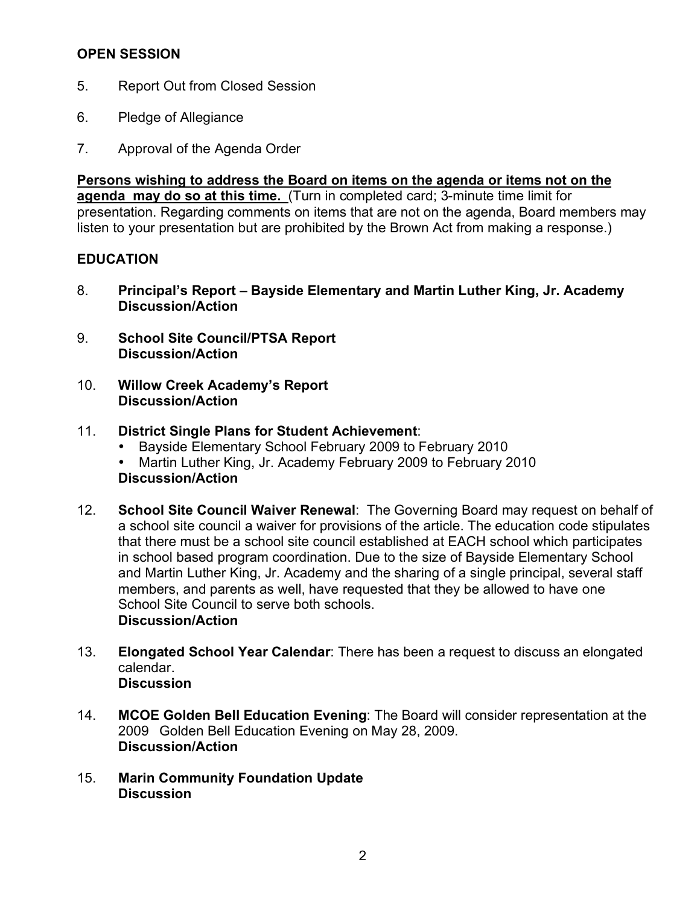## OPEN SESSION

5. Report Out from Closed Session

6. Pledge of Allegiance

7. Approval of the Agenda Order

**Persons wishing to address the Board on items on the agenda or items not on the agenda may do so at this time.** (Turn in completed card; 3-minute time limit for presentation. Regarding comments on items that are not on the agenda, Board members may listen to your presentation but are prohibited by the Brown Act from making a response.)

## EDUCATION

8. **Principal's Report – Bayside Elementary and Martin Luther King, Jr. Academy**
   **Discussion/Action**

9. **School Site Council/PTSA Report**
   **Discussion/Action**

10. **Willow Creek Academy's Report**
    **Discussion/Action**

11. **District Single Plans for Student Achievement**:
    - Bayside Elementary School February 2009 to February 2010
    - Martin Luther King, Jr. Academy February 2009 to February 2010

    **Discussion/Action**

12. **School Site Council Waiver Renewal**: The Governing Board may request on behalf of a school site council a waiver for provisions of the article. The education code stipulates that there must be a school site council established at EACH school which participates in school based program coordination. Due to the size of Bayside Elementary School and Martin Luther King, Jr. Academy and the sharing of a single principal, several staff members, and parents as well, have requested that they be allowed to have one School Site Council to serve both schools.
    **Discussion/Action**

13. **Elongated School Year Calendar**: There has been a request to discuss an elongated calendar.
    **Discussion**

14. **MCOE Golden Bell Education Evening**: The Board will consider representation at the 2009 Golden Bell Education Evening on May 28, 2009.
    **Discussion/Action**

15. **Marin Community Foundation Update**
    **Discussion**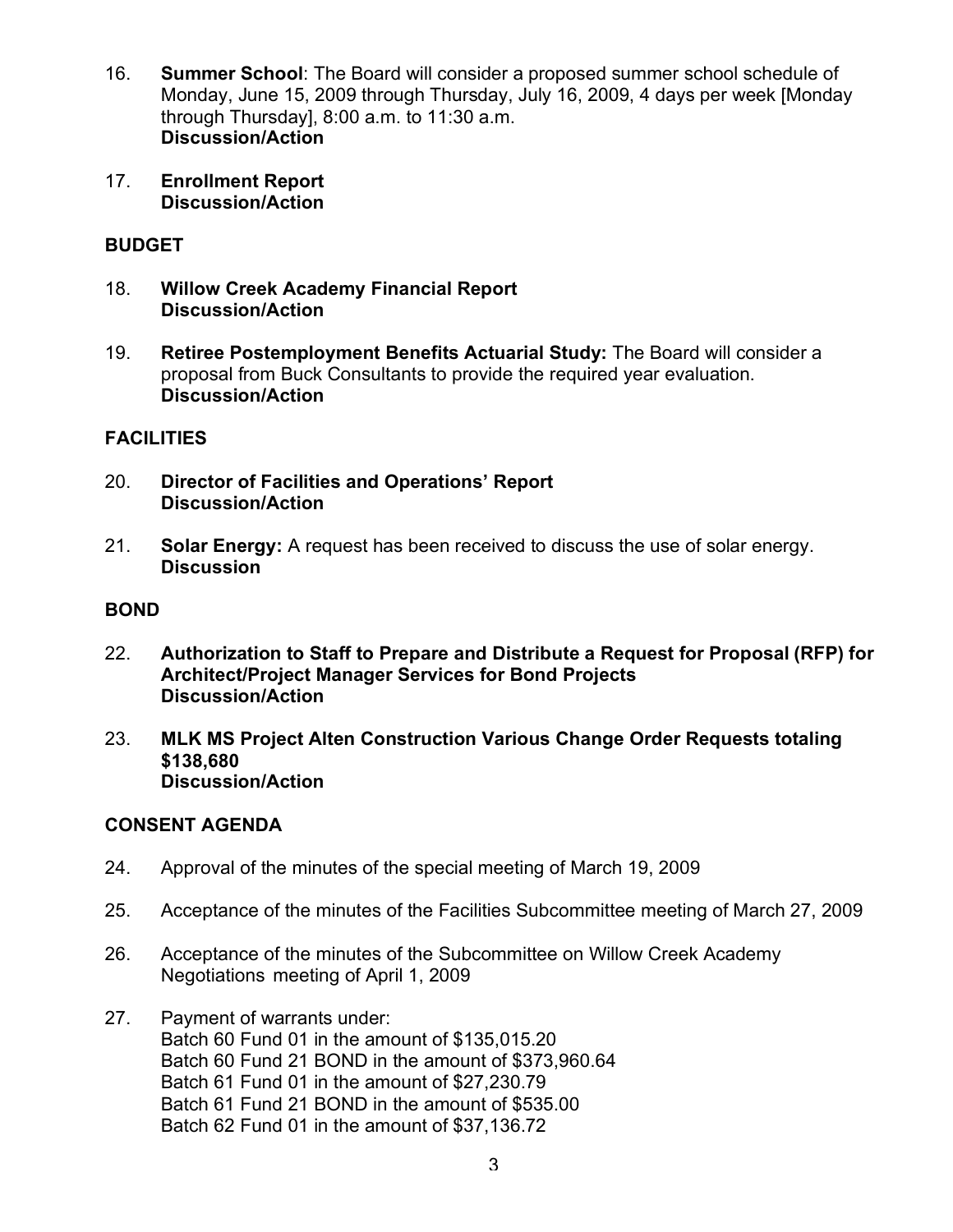16. **Summer School**: The Board will consider a proposed summer school schedule of Monday, June 15, 2009 through Thursday, July 16, 2009, 4 days per week [Monday through Thursday], 8:00 a.m. to 11:30 a.m.
    **Discussion/Action**

17. **Enrollment Report**
    **Discussion/Action**

## BUDGET

18. **Willow Creek Academy Financial Report**
    **Discussion/Action**

19. **Retiree Postemployment Benefits Actuarial Study:** The Board will consider a proposal from Buck Consultants to provide the required year evaluation.
    **Discussion/Action**

## FACILITIES

20. **Director of Facilities and Operations' Report**
    **Discussion/Action**

21. **Solar Energy:** A request has been received to discuss the use of solar energy.
    **Discussion**

## BOND

22. **Authorization to Staff to Prepare and Distribute a Request for Proposal (RFP) for Architect/Project Manager Services for Bond Projects**
    **Discussion/Action**

23. **MLK MS Project Alten Construction Various Change Order Requests totaling $138,680**
    **Discussion/Action**

## CONSENT AGENDA

24. Approval of the minutes of the special meeting of March 19, 2009

25. Acceptance of the minutes of the Facilities Subcommittee meeting of March 27, 2009

26. Acceptance of the minutes of the Subcommittee on Willow Creek Academy Negotiations meeting of April 1, 2009

27. Payment of warrants under:
    Batch 60 Fund 01 in the amount of $135,015.20
    Batch 60 Fund 21 BOND in the amount of $373,960.64
    Batch 61 Fund 01 in the amount of $27,230.79
    Batch 61 Fund 21 BOND in the amount of $535.00
    Batch 62 Fund 01 in the amount of $37,136.72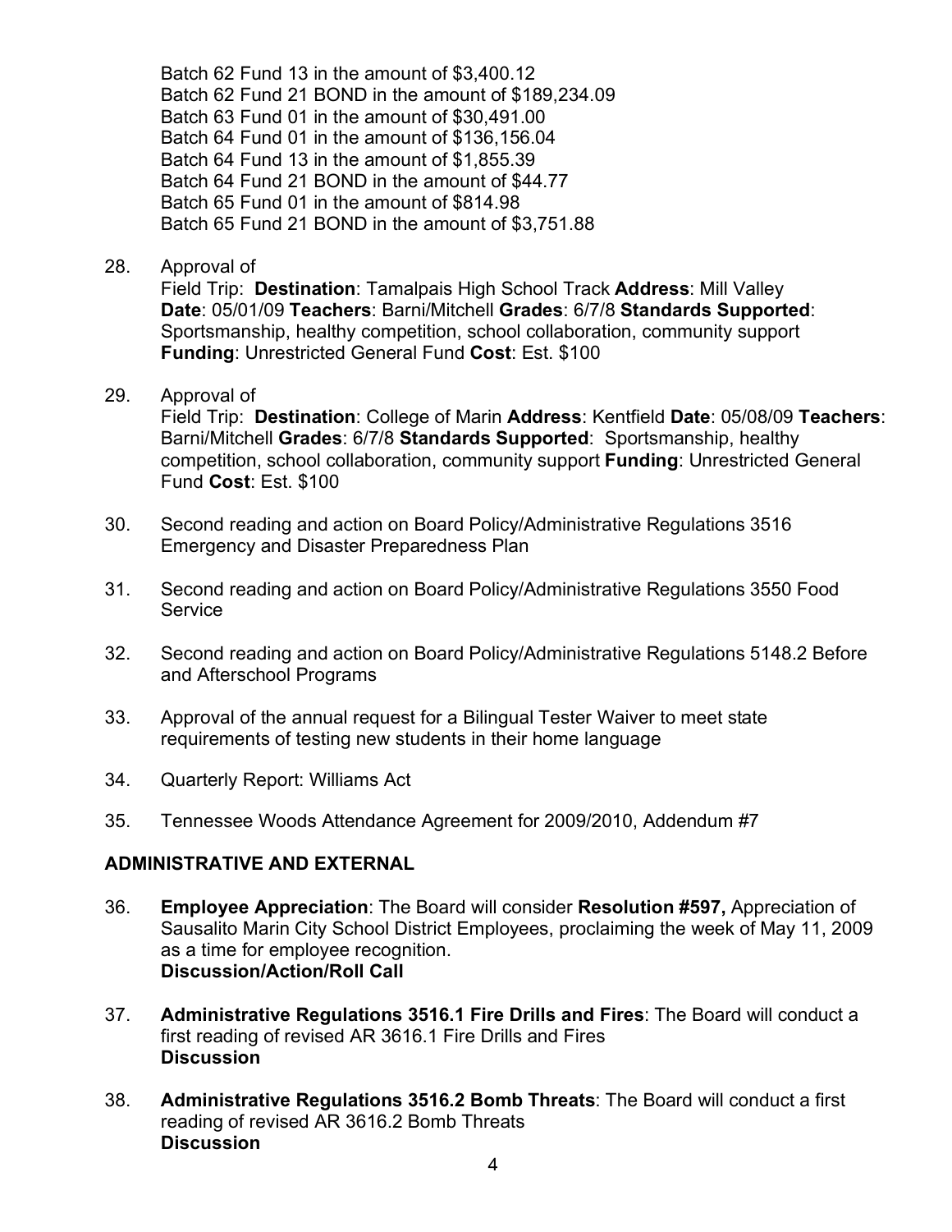Batch 62 Fund 13 in the amount of $3,400.12
Batch 62 Fund 21 BOND in the amount of $189,234.09
Batch 63 Fund 01 in the amount of $30,491.00
Batch 64 Fund 01 in the amount of $136,156.04
Batch 64 Fund 13 in the amount of $1,855.39
Batch 64 Fund 21 BOND in the amount of $44.77
Batch 65 Fund 01 in the amount of $814.98
Batch 65 Fund 21 BOND in the amount of $3,751.88

28. Approval of
Field Trip: **Destination**: Tamalpais High School Track **Address**: Mill Valley **Date**: 05/01/09 **Teachers**: Barni/Mitchell **Grades**: 6/7/8 **Standards Supported**: Sportsmanship, healthy competition, school collaboration, community support **Funding**: Unrestricted General Fund **Cost**: Est. $100

29. Approval of
Field Trip: **Destination**: College of Marin **Address**: Kentfield **Date**: 05/08/09 **Teachers**: Barni/Mitchell **Grades**: 6/7/8 **Standards Supported**: Sportsmanship, healthy competition, school collaboration, community support **Funding**: Unrestricted General Fund **Cost**: Est. $100

30. Second reading and action on Board Policy/Administrative Regulations 3516 Emergency and Disaster Preparedness Plan

31. Second reading and action on Board Policy/Administrative Regulations 3550 Food Service

32. Second reading and action on Board Policy/Administrative Regulations 5148.2 Before and Afterschool Programs

33. Approval of the annual request for a Bilingual Tester Waiver to meet state requirements of testing new students in their home language

34. Quarterly Report: Williams Act

35. Tennessee Woods Attendance Agreement for 2009/2010, Addendum #7

## ADMINISTRATIVE AND EXTERNAL

36. **Employee Appreciation**: The Board will consider **Resolution #597,** Appreciation of Sausalito Marin City School District Employees, proclaiming the week of May 11, 2009 as a time for employee recognition.
**Discussion/Action/Roll Call**

37. **Administrative Regulations 3516.1 Fire Drills and Fires**: The Board will conduct a first reading of revised AR 3616.1 Fire Drills and Fires
**Discussion**

38. **Administrative Regulations 3516.2 Bomb Threats**: The Board will conduct a first reading of revised AR 3616.2 Bomb Threats
**Discussion**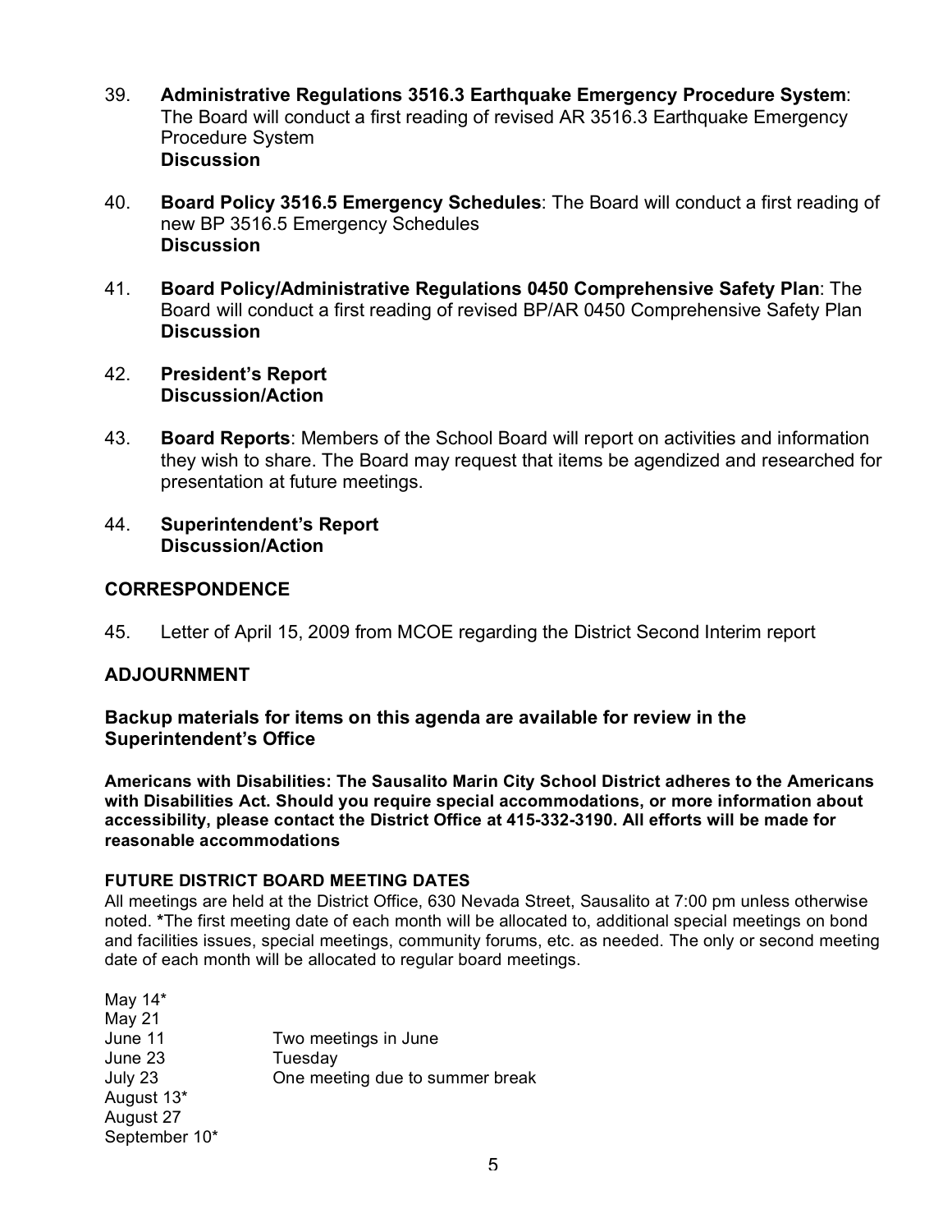39. **Administrative Regulations 3516.3 Earthquake Emergency Procedure System**: The Board will conduct a first reading of revised AR 3516.3 Earthquake Emergency Procedure System
    **Discussion**

40. **Board Policy 3516.5 Emergency Schedules**: The Board will conduct a first reading of new BP 3516.5 Emergency Schedules
    **Discussion**

41. **Board Policy/Administrative Regulations 0450 Comprehensive Safety Plan**: The Board will conduct a first reading of revised BP/AR 0450 Comprehensive Safety Plan
    **Discussion**

42. **President's Report**
    **Discussion/Action**

43. **Board Reports**: Members of the School Board will report on activities and information they wish to share. The Board may request that items be agendized and researched for presentation at future meetings.

44. **Superintendent's Report**
    **Discussion/Action**

## CORRESPONDENCE

45. Letter of April 15, 2009 from MCOE regarding the District Second Interim report

## ADJOURNMENT

**Backup materials for items on this agenda are available for review in the Superintendent's Office**

**Americans with Disabilities: The Sausalito Marin City School District adheres to the Americans with Disabilities Act. Should you require special accommodations, or more information about accessibility, please contact the District Office at 415-332-3190. All efforts will be made for reasonable accommodations**

**FUTURE DISTRICT BOARD MEETING DATES**

All meetings are held at the District Office, 630 Nevada Street, Sausalito at 7:00 pm unless otherwise noted. **\***The first meeting date of each month will be allocated to, additional special meetings on bond and facilities issues, special meetings, community forums, etc. as needed. The only or second meeting date of each month will be allocated to regular board meetings.

| | |
|---|---|
| May 14* | |
| May 21 | |
| June 11 | Two meetings in June |
| June 23 | Tuesday |
| July 23 | One meeting due to summer break |
| August 13* | |
| August 27 | |
| September 10* | |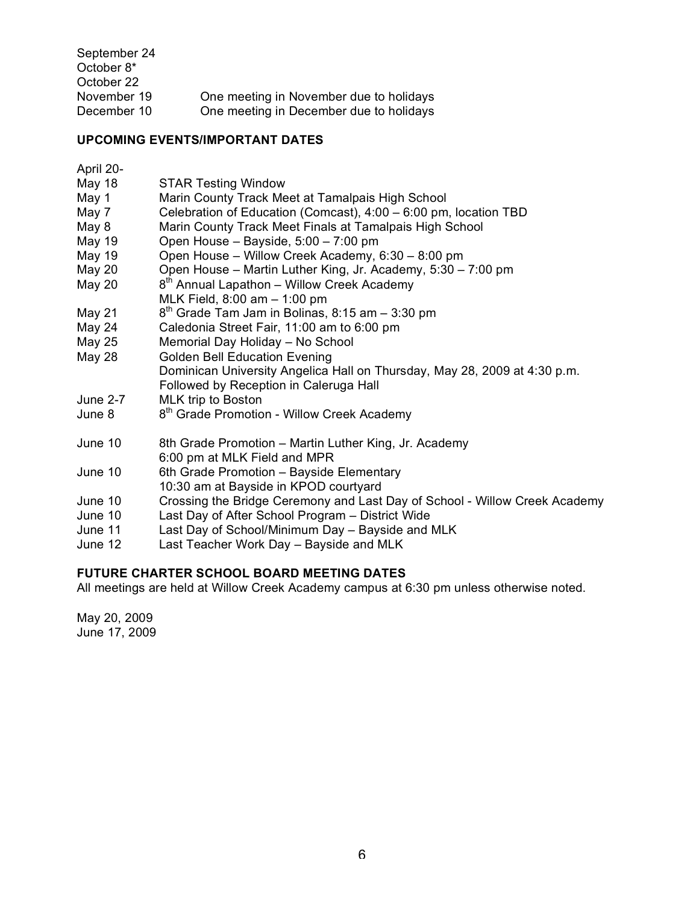| | |
|---|---|
| September 24 | |
| October 8* | |
| October 22 | |
| November 19 | One meeting in November due to holidays |
| December 10 | One meeting in December due to holidays |

**UPCOMING EVENTS/IMPORTANT DATES**

| | |
|---|---|
| April 20-<br>May 18 | STAR Testing Window |
| May 1 | Marin County Track Meet at Tamalpais High School |
| May 7 | Celebration of Education (Comcast), 4:00 – 6:00 pm, location TBD |
| May 8 | Marin County Track Meet Finals at Tamalpais High School |
| May 19 | Open House – Bayside, 5:00 – 7:00 pm |
| May 19 | Open House – Willow Creek Academy, 6:30 – 8:00 pm |
| May 20 | Open House – Martin Luther King, Jr. Academy, 5:30 – 7:00 pm |
| May 20 | 8th Annual Lapathon – Willow Creek Academy<br>MLK Field, 8:00 am – 1:00 pm |
| May 21 | 8th Grade Tam Jam in Bolinas, 8:15 am – 3:30 pm |
| May 24 | Caledonia Street Fair, 11:00 am to 6:00 pm |
| May 25 | Memorial Day Holiday – No School |
| May 28 | Golden Bell Education Evening<br>Dominican University Angelica Hall on Thursday, May 28, 2009 at 4:30 p.m.<br>Followed by Reception in Caleruga Hall |
| June 2-7 | MLK trip to Boston |
| June 8 | 8th Grade Promotion - Willow Creek Academy |
| June 10 | 8th Grade Promotion – Martin Luther King, Jr. Academy<br>6:00 pm at MLK Field and MPR |
| June 10 | 6th Grade Promotion – Bayside Elementary<br>10:30 am at Bayside in KPOD courtyard |
| June 10 | Crossing the Bridge Ceremony and Last Day of School - Willow Creek Academy |
| June 10 | Last Day of After School Program – District Wide |
| June 11 | Last Day of School/Minimum Day – Bayside and MLK |
| June 12 | Last Teacher Work Day – Bayside and MLK |

**FUTURE CHARTER SCHOOL BOARD MEETING DATES**

All meetings are held at Willow Creek Academy campus at 6:30 pm unless otherwise noted.

May 20, 2009
June 17, 2009